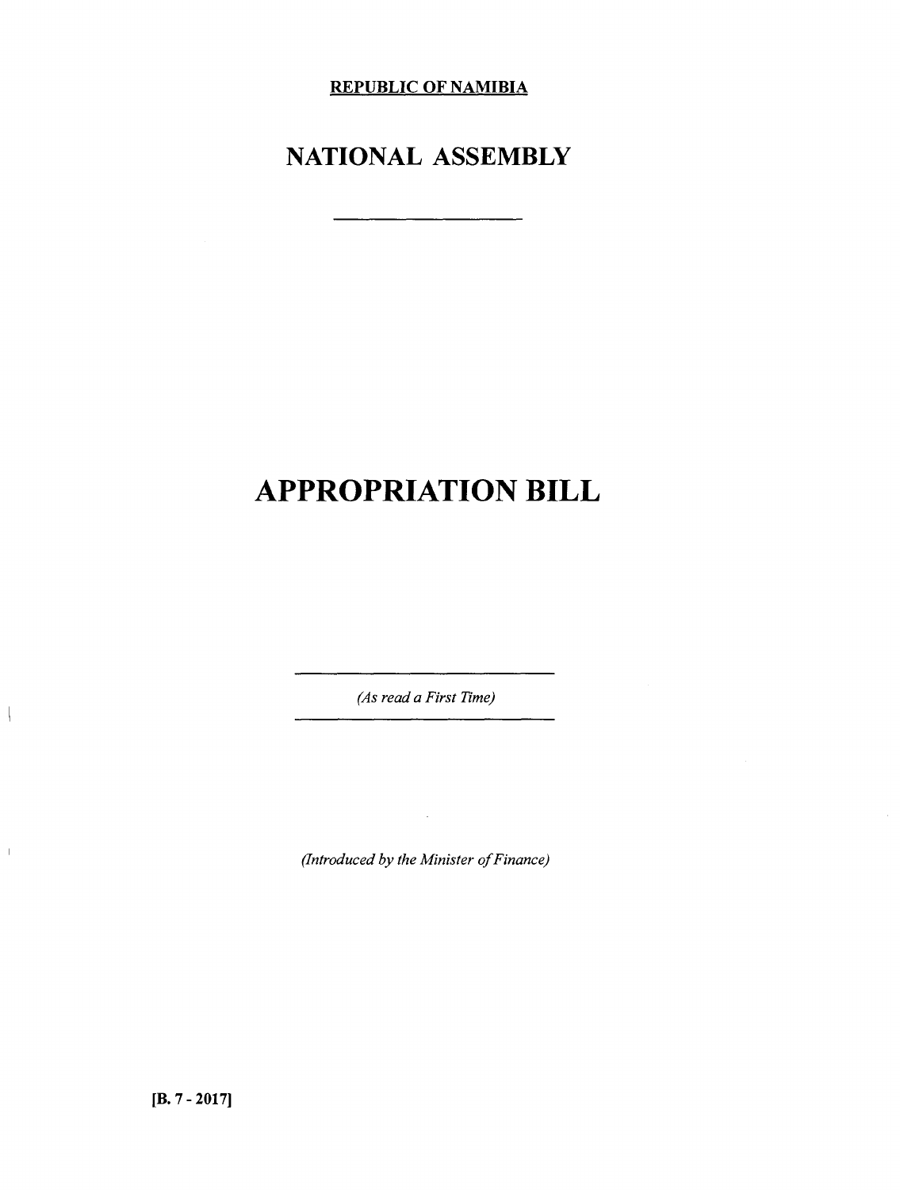**REPUBLIC OF NAMIBIA**

# NATIONAL ASSEMBLY

---

# APPROPRIATION BILL

---

*(As read a First Time)*

---

*(Introduced by the Minister of Finance)*

**[B. 7 - 2017]**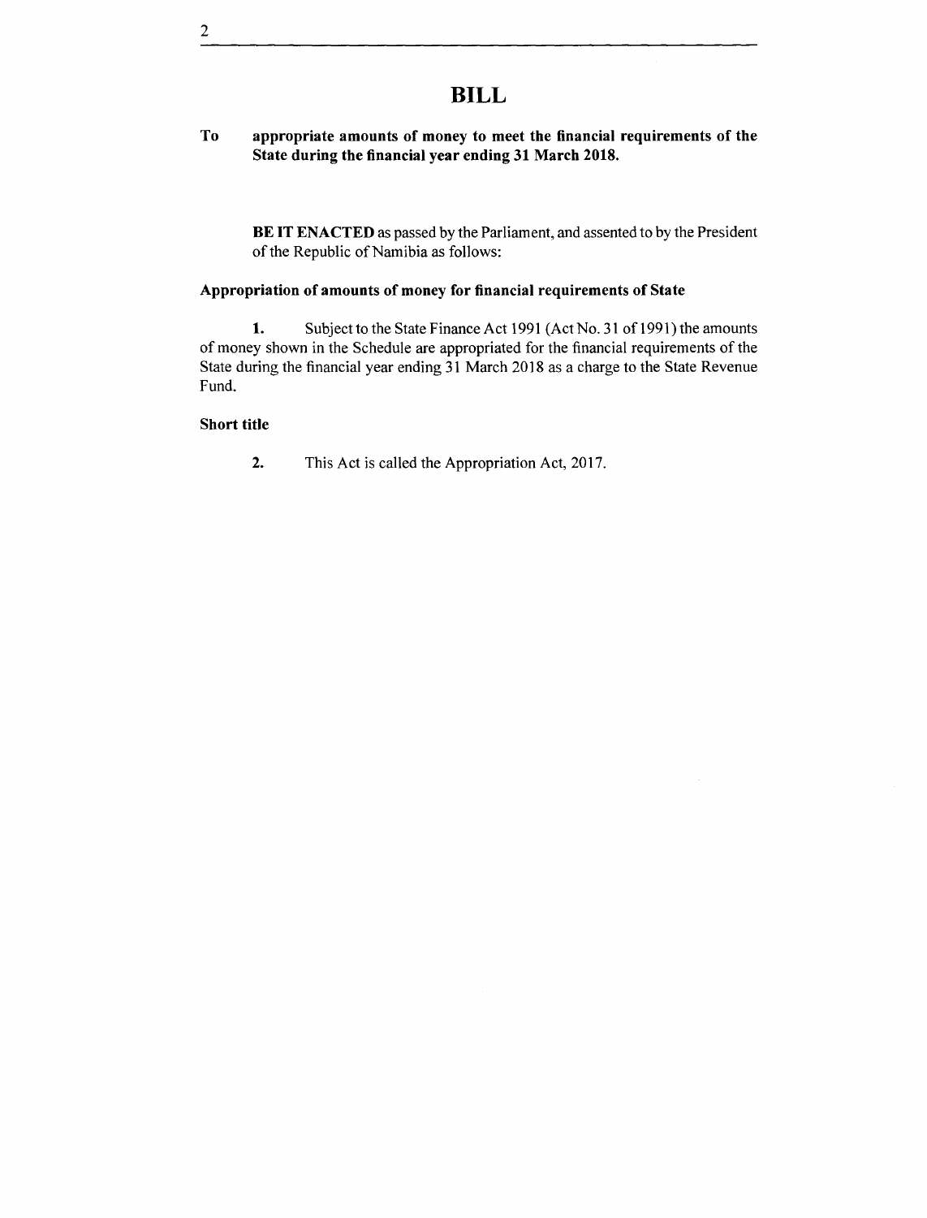# BILL

**To appropriate amounts of money to meet the financial requirements of the State during the financial year ending 31 March 2018.**

**BE IT ENACTED** as passed by the Parliament, and assented to by the President of the Republic of Namibia as follows:

### Appropriation of amounts of money for financial requirements of State

**1.** Subject to the State Finance Act 1991 (Act No. 31 of 1991) the amounts of money shown in the Schedule are appropriated for the financial requirements of the State during the financial year ending 31 March 2018 as a charge to the State Revenue Fund.

### Short title

**2.** This Act is called the Appropriation Act, 2017.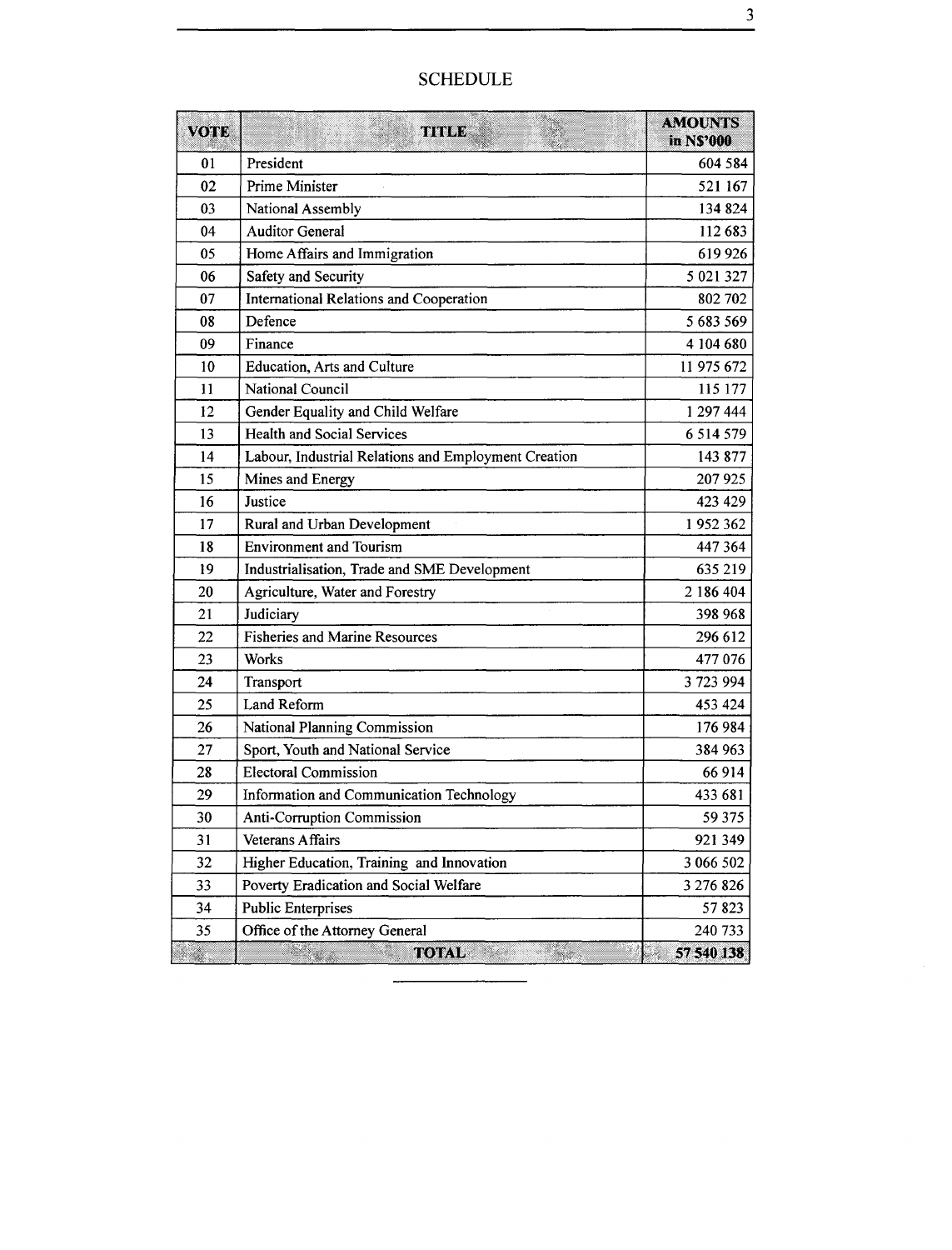# SCHEDULE

| VOTE | TITLE | AMOUNTS in N$'000 |
|---|---|---|
| 01 | President | 604 584 |
| 02 | Prime Minister | 521 167 |
| 03 | National Assembly | 134 824 |
| 04 | Auditor General | 112 683 |
| 05 | Home Affairs and Immigration | 619 926 |
| 06 | Safety and Security | 5 021 327 |
| 07 | International Relations and Cooperation | 802 702 |
| 08 | Defence | 5 683 569 |
| 09 | Finance | 4 104 680 |
| 10 | Education, Arts and Culture | 11 975 672 |
| 11 | National Council | 115 177 |
| 12 | Gender Equality and Child Welfare | 1 297 444 |
| 13 | Health and Social Services | 6 514 579 |
| 14 | Labour, Industrial Relations and Employment Creation | 143 877 |
| 15 | Mines and Energy | 207 925 |
| 16 | Justice | 423 429 |
| 17 | Rural and Urban Development | 1 952 362 |
| 18 | Environment and Tourism | 447 364 |
| 19 | Industrialisation, Trade and SME Development | 635 219 |
| 20 | Agriculture, Water and Forestry | 2 186 404 |
| 21 | Judiciary | 398 968 |
| 22 | Fisheries and Marine Resources | 296 612 |
| 23 | Works | 477 076 |
| 24 | Transport | 3 723 994 |
| 25 | Land Reform | 453 424 |
| 26 | National Planning Commission | 176 984 |
| 27 | Sport, Youth and National Service | 384 963 |
| 28 | Electoral Commission | 66 914 |
| 29 | Information and Communication Technology | 433 681 |
| 30 | Anti-Corruption Commission | 59 375 |
| 31 | Veterans Affairs | 921 349 |
| 32 | Higher Education, Training and Innovation | 3 066 502 |
| 33 | Poverty Eradication and Social Welfare | 3 276 826 |
| 34 | Public Enterprises | 57 823 |
| 35 | Office of the Attorney General | 240 733 |
| | **TOTAL** | **57 540 138** |